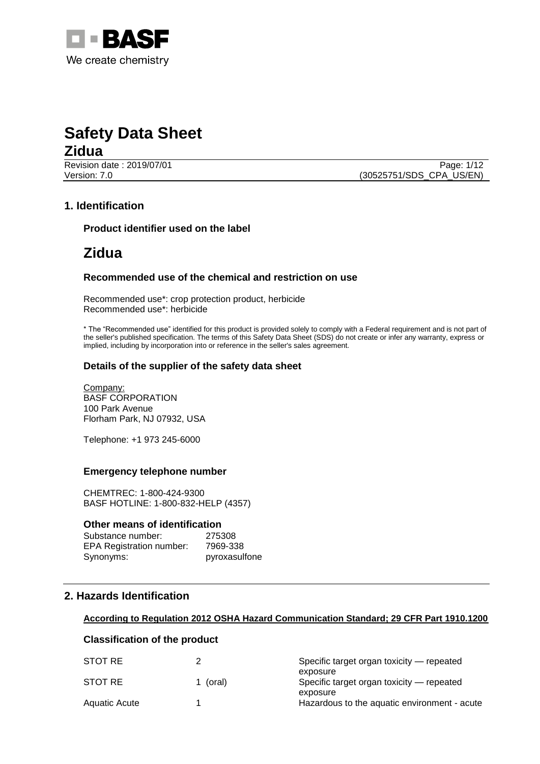# Safety Data Sheet

## Zidua

Revision date : 2019/07/01
Version: 7.0
(30525751/SDS_CPA_US/EN)

## 1. Identification

### Product identifier used on the label

# Zidua

### Recommended use of the chemical and restriction on use

Recommended use*: crop protection product, herbicide
Recommended use*: herbicide

* The "Recommended use" identified for this product is provided solely to comply with a Federal requirement and is not part of the seller's published specification. The terms of this Safety Data Sheet (SDS) do not create or infer any warranty, express or implied, including by incorporation into or reference in the seller's sales agreement.

### Details of the supplier of the safety data sheet

Company:
BASF CORPORATION
100 Park Avenue
Florham Park, NJ 07932, USA

Telephone: +1 973 245-6000

### Emergency telephone number

CHEMTREC: 1-800-424-9300
BASF HOTLINE: 1-800-832-HELP (4357)

### Other means of identification

| | |
|---|---|
| Substance number: | 275308 |
| EPA Registration number: | 7969-338 |
| Synonyms: | pyroxasulfone |

## 2. Hazards Identification

**According to Regulation 2012 OSHA Hazard Communication Standard; 29 CFR Part 1910.1200**

### Classification of the product

| | | |
|---|---|---|
| STOT RE | 2 | Specific target organ toxicity — repeated exposure |
| STOT RE | 1 (oral) | Specific target organ toxicity — repeated exposure |
| Aquatic Acute | 1 | Hazardous to the aquatic environment - acute |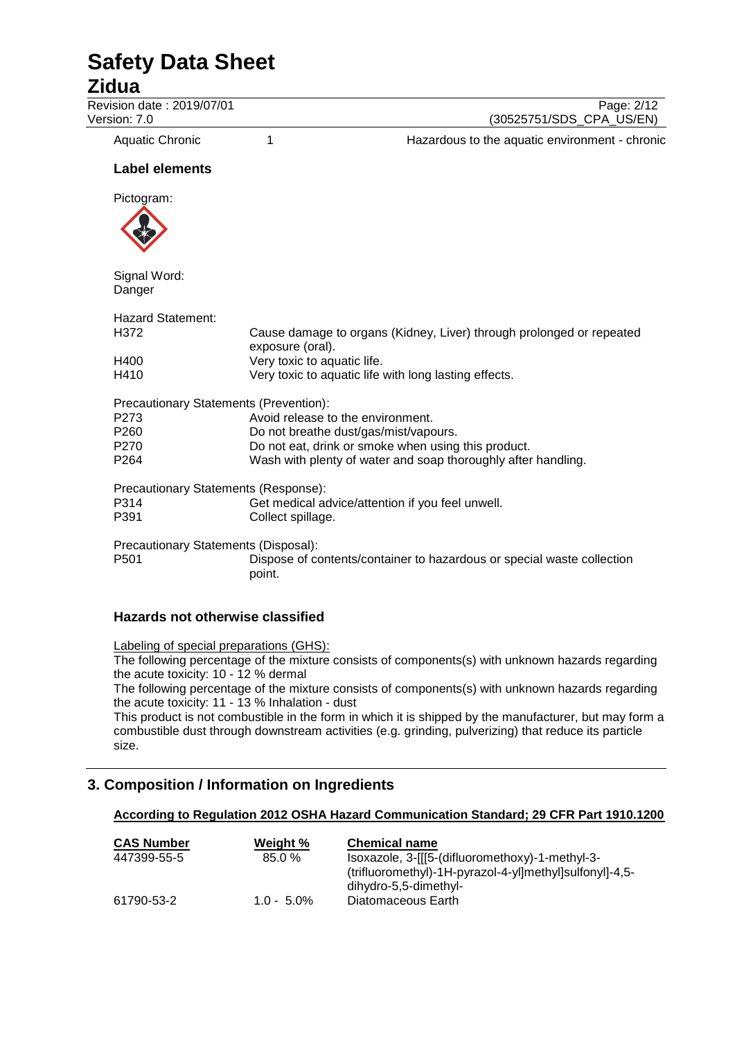| Aquatic Chronic | 1 | Hazardous to the aquatic environment - chronic |
|---|---|---|

### Label elements

Pictogram:

Signal Word:
Danger

Hazard Statement:

| | |
|---|---|
| H372 | Cause damage to organs (Kidney, Liver) through prolonged or repeated exposure (oral). |
| H400 | Very toxic to aquatic life. |
| H410 | Very toxic to aquatic life with long lasting effects. |

Precautionary Statements (Prevention):

| | |
|---|---|
| P273 | Avoid release to the environment. |
| P260 | Do not breathe dust/gas/mist/vapours. |
| P270 | Do not eat, drink or smoke when using this product. |
| P264 | Wash with plenty of water and soap thoroughly after handling. |

Precautionary Statements (Response):

| | |
|---|---|
| P314 | Get medical advice/attention if you feel unwell. |
| P391 | Collect spillage. |

Precautionary Statements (Disposal):

| | |
|---|---|
| P501 | Dispose of contents/container to hazardous or special waste collection point. |

### Hazards not otherwise classified

Labeling of special preparations (GHS):

The following percentage of the mixture consists of components(s) with unknown hazards regarding the acute toxicity: 10 - 12 % dermal

The following percentage of the mixture consists of components(s) with unknown hazards regarding the acute toxicity: 11 - 13 % Inhalation - dust

This product is not combustible in the form in which it is shipped by the manufacturer, but may form a combustible dust through downstream activities (e.g. grinding, pulverizing) that reduce its particle size.

## 3. Composition / Information on Ingredients

**According to Regulation 2012 OSHA Hazard Communication Standard; 29 CFR Part 1910.1200**

| CAS Number | Weight % | Chemical name |
|---|---|---|
| 447399-55-5 | 85.0 % | Isoxazole, 3-[[[5-(difluoromethoxy)-1-methyl-3-(trifluoromethyl)-1H-pyrazol-4-yl]methyl]sulfonyl]-4,5-dihydro-5,5-dimethyl- |
| 61790-53-2 | 1.0 - 5.0% | Diatomaceous Earth |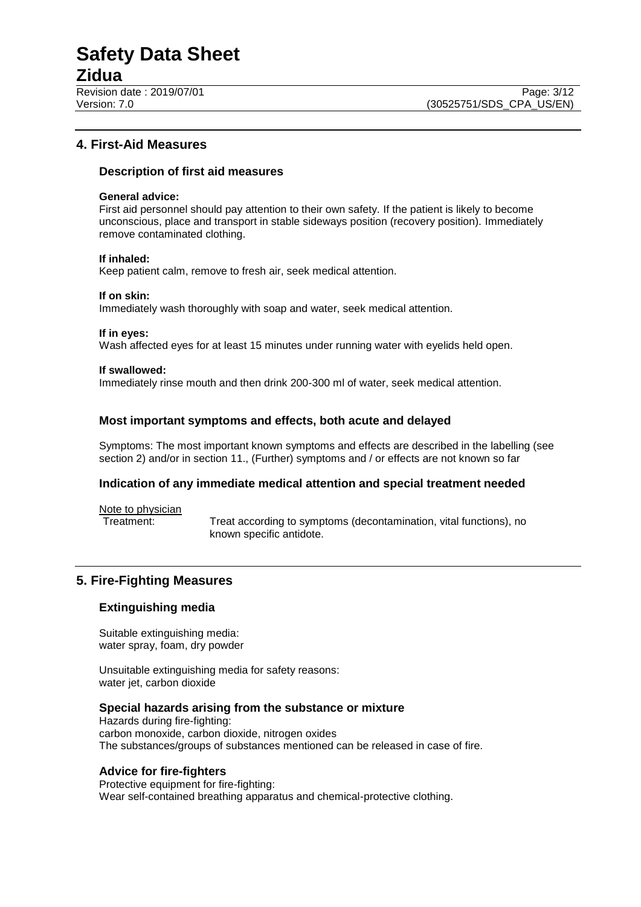## 4. First-Aid Measures

### Description of first aid measures

**General advice:**
First aid personnel should pay attention to their own safety. If the patient is likely to become unconscious, place and transport in stable sideways position (recovery position). Immediately remove contaminated clothing.

**If inhaled:**
Keep patient calm, remove to fresh air, seek medical attention.

**If on skin:**
Immediately wash thoroughly with soap and water, seek medical attention.

**If in eyes:**
Wash affected eyes for at least 15 minutes under running water with eyelids held open.

**If swallowed:**
Immediately rinse mouth and then drink 200-300 ml of water, seek medical attention.

### Most important symptoms and effects, both acute and delayed

Symptoms: The most important known symptoms and effects are described in the labelling (see section 2) and/or in section 11., (Further) symptoms and / or effects are not known so far

### Indication of any immediate medical attention and special treatment needed

Note to physician

Treatment: Treat according to symptoms (decontamination, vital functions), no known specific antidote.

## 5. Fire-Fighting Measures

### Extinguishing media

Suitable extinguishing media:
water spray, foam, dry powder

Unsuitable extinguishing media for safety reasons:
water jet, carbon dioxide

### Special hazards arising from the substance or mixture

Hazards during fire-fighting:
carbon monoxide, carbon dioxide, nitrogen oxides
The substances/groups of substances mentioned can be released in case of fire.

### Advice for fire-fighters

Protective equipment for fire-fighting:
Wear self-contained breathing apparatus and chemical-protective clothing.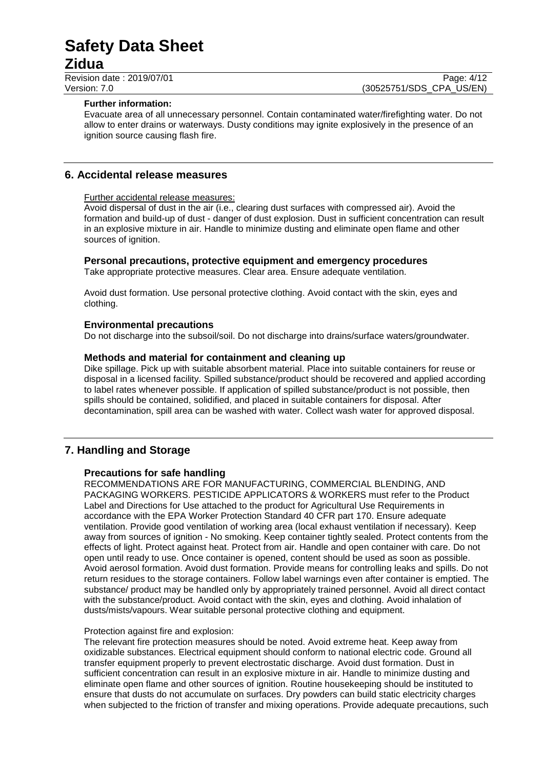**Further information:**

Evacuate area of all unnecessary personnel. Contain contaminated water/firefighting water. Do not allow to enter drains or waterways. Dusty conditions may ignite explosively in the presence of an ignition source causing flash fire.

## 6. Accidental release measures

Further accidental release measures:

Avoid dispersal of dust in the air (i.e., clearing dust surfaces with compressed air). Avoid the formation and build-up of dust - danger of dust explosion. Dust in sufficient concentration can result in an explosive mixture in air. Handle to minimize dusting and eliminate open flame and other sources of ignition.

### Personal precautions, protective equipment and emergency procedures

Take appropriate protective measures. Clear area. Ensure adequate ventilation.

Avoid dust formation. Use personal protective clothing. Avoid contact with the skin, eyes and clothing.

### Environmental precautions

Do not discharge into the subsoil/soil. Do not discharge into drains/surface waters/groundwater.

### Methods and material for containment and cleaning up

Dike spillage. Pick up with suitable absorbent material. Place into suitable containers for reuse or disposal in a licensed facility. Spilled substance/product should be recovered and applied according to label rates whenever possible. If application of spilled substance/product is not possible, then spills should be contained, solidified, and placed in suitable containers for disposal. After decontamination, spill area can be washed with water. Collect wash water for approved disposal.

## 7. Handling and Storage

### Precautions for safe handling

RECOMMENDATIONS ARE FOR MANUFACTURING, COMMERCIAL BLENDING, AND PACKAGING WORKERS. PESTICIDE APPLICATORS & WORKERS must refer to the Product Label and Directions for Use attached to the product for Agricultural Use Requirements in accordance with the EPA Worker Protection Standard 40 CFR part 170. Ensure adequate ventilation. Provide good ventilation of working area (local exhaust ventilation if necessary). Keep away from sources of ignition - No smoking. Keep container tightly sealed. Protect contents from the effects of light. Protect against heat. Protect from air. Handle and open container with care. Do not open until ready to use. Once container is opened, content should be used as soon as possible. Avoid aerosol formation. Avoid dust formation. Provide means for controlling leaks and spills. Do not return residues to the storage containers. Follow label warnings even after container is emptied. The substance/ product may be handled only by appropriately trained personnel. Avoid all direct contact with the substance/product. Avoid contact with the skin, eyes and clothing. Avoid inhalation of dusts/mists/vapours. Wear suitable personal protective clothing and equipment.

Protection against fire and explosion:

The relevant fire protection measures should be noted. Avoid extreme heat. Keep away from oxidizable substances. Electrical equipment should conform to national electric code. Ground all transfer equipment properly to prevent electrostatic discharge. Avoid dust formation. Dust in sufficient concentration can result in an explosive mixture in air. Handle to minimize dusting and eliminate open flame and other sources of ignition. Routine housekeeping should be instituted to ensure that dusts do not accumulate on surfaces. Dry powders can build static electricity charges when subjected to the friction of transfer and mixing operations. Provide adequate precautions, such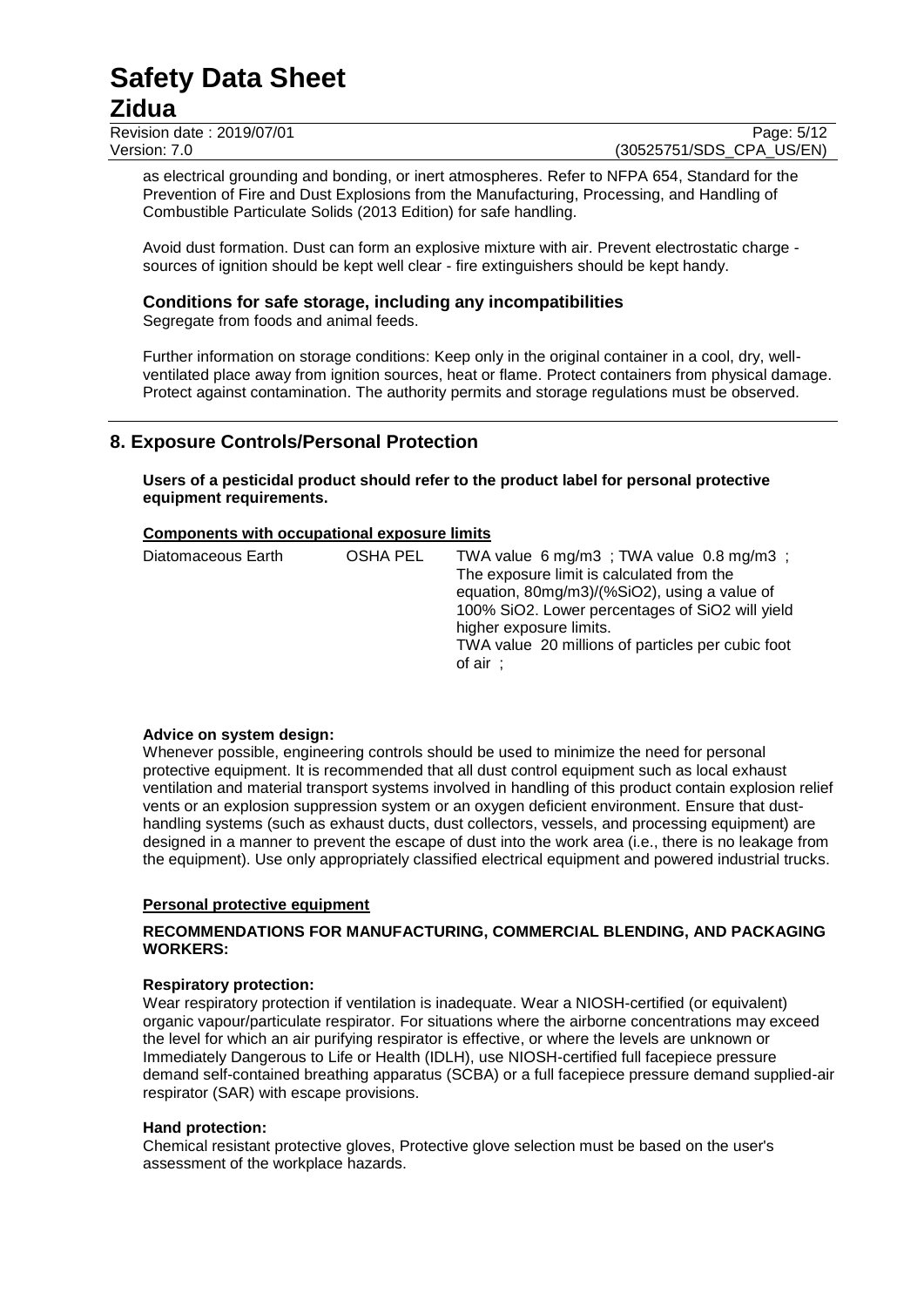as electrical grounding and bonding, or inert atmospheres. Refer to NFPA 654, Standard for the Prevention of Fire and Dust Explosions from the Manufacturing, Processing, and Handling of Combustible Particulate Solids (2013 Edition) for safe handling.

Avoid dust formation. Dust can form an explosive mixture with air. Prevent electrostatic charge - sources of ignition should be kept well clear - fire extinguishers should be kept handy.

### Conditions for safe storage, including any incompatibilities

Segregate from foods and animal feeds.

Further information on storage conditions: Keep only in the original container in a cool, dry, well-ventilated place away from ignition sources, heat or flame. Protect containers from physical damage. Protect against contamination. The authority permits and storage regulations must be observed.

## 8. Exposure Controls/Personal Protection

**Users of a pesticidal product should refer to the product label for personal protective equipment requirements.**

**Components with occupational exposure limits**

| | | |
|---|---|---|
| Diatomaceous Earth | OSHA PEL | TWA value 6 mg/m3 ; TWA value 0.8 mg/m3 ; The exposure limit is calculated from the equation, 80mg/m3)/(%SiO2), using a value of 100% SiO2. Lower percentages of SiO2 will yield higher exposure limits. TWA value 20 millions of particles per cubic foot of air ; |

**Advice on system design:**

Whenever possible, engineering controls should be used to minimize the need for personal protective equipment. It is recommended that all dust control equipment such as local exhaust ventilation and material transport systems involved in handling of this product contain explosion relief vents or an explosion suppression system or an oxygen deficient environment. Ensure that dust-handling systems (such as exhaust ducts, dust collectors, vessels, and processing equipment) are designed in a manner to prevent the escape of dust into the work area (i.e., there is no leakage from the equipment). Use only appropriately classified electrical equipment and powered industrial trucks.

**Personal protective equipment**

**RECOMMENDATIONS FOR MANUFACTURING, COMMERCIAL BLENDING, AND PACKAGING WORKERS:**

**Respiratory protection:**

Wear respiratory protection if ventilation is inadequate. Wear a NIOSH-certified (or equivalent) organic vapour/particulate respirator. For situations where the airborne concentrations may exceed the level for which an air purifying respirator is effective, or where the levels are unknown or Immediately Dangerous to Life or Health (IDLH), use NIOSH-certified full facepiece pressure demand self-contained breathing apparatus (SCBA) or a full facepiece pressure demand supplied-air respirator (SAR) with escape provisions.

**Hand protection:**

Chemical resistant protective gloves, Protective glove selection must be based on the user's assessment of the workplace hazards.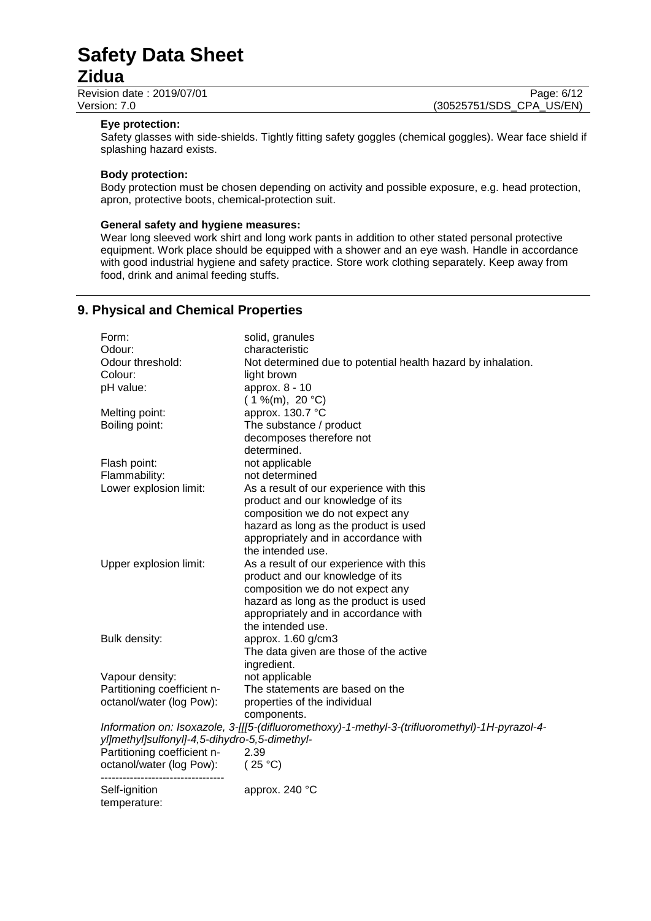**Eye protection:**
Safety glasses with side-shields. Tightly fitting safety goggles (chemical goggles). Wear face shield if splashing hazard exists.

**Body protection:**
Body protection must be chosen depending on activity and possible exposure, e.g. head protection, apron, protective boots, chemical-protection suit.

**General safety and hygiene measures:**
Wear long sleeved work shirt and long work pants in addition to other stated personal protective equipment. Work place should be equipped with a shower and an eye wash. Handle in accordance with good industrial hygiene and safety practice. Store work clothing separately. Keep away from food, drink and animal feeding stuffs.

## 9. Physical and Chemical Properties

| | |
|---|---|
| Form: | solid, granules |
| Odour: | characteristic |
| Odour threshold: | Not determined due to potential health hazard by inhalation. |
| Colour: | light brown |
| pH value: | approx. 8 - 10 ( 1 %(m), 20 °C) |
| Melting point: | approx. 130.7 °C |
| Boiling point: | The substance / product decomposes therefore not determined. |
| Flash point: | not applicable |
| Flammability: | not determined |
| Lower explosion limit: | As a result of our experience with this product and our knowledge of its composition we do not expect any hazard as long as the product is used appropriately and in accordance with the intended use. |
| Upper explosion limit: | As a result of our experience with this product and our knowledge of its composition we do not expect any hazard as long as the product is used appropriately and in accordance with the intended use. |
| Bulk density: | approx. 1.60 g/cm3 The data given are those of the active ingredient. |
| Vapour density: | not applicable |
| Partitioning coefficient n-octanol/water (log Pow): | The statements are based on the properties of the individual components. |

*Information on: Isoxazole, 3-[[[5-(difluoromethoxy)-1-methyl-3-(trifluoromethyl)-1H-pyrazol-4-yl]methyl]sulfonyl]-4,5-dihydro-5,5-dimethyl-*

| | |
|---|---|
| Partitioning coefficient n-octanol/water (log Pow): | 2.39 ( 25 °C) |

----------------------------------

| | |
|---|---|
| Self-ignition temperature: | approx. 240 °C |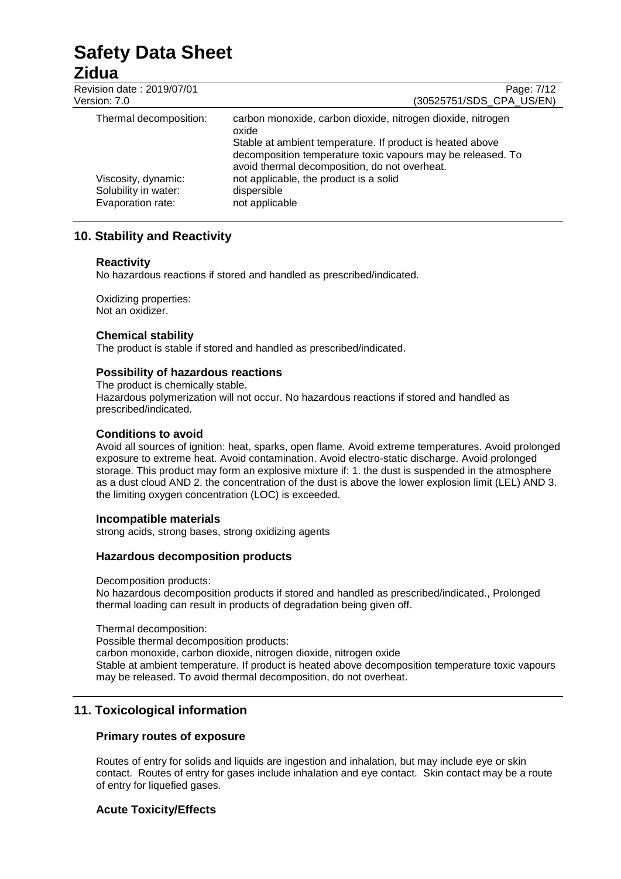| | |
|---|---|
| Thermal decomposition: | carbon monoxide, carbon dioxide, nitrogen dioxide, nitrogen oxide<br>Stable at ambient temperature. If product is heated above decomposition temperature toxic vapours may be released. To avoid thermal decomposition, do not overheat. |
| Viscosity, dynamic: | not applicable, the product is a solid |
| Solubility in water: | dispersible |
| Evaporation rate: | not applicable |

## 10. Stability and Reactivity

### Reactivity

No hazardous reactions if stored and handled as prescribed/indicated.

Oxidizing properties:
Not an oxidizer.

### Chemical stability

The product is stable if stored and handled as prescribed/indicated.

### Possibility of hazardous reactions

The product is chemically stable.
Hazardous polymerization will not occur. No hazardous reactions if stored and handled as prescribed/indicated.

### Conditions to avoid

Avoid all sources of ignition: heat, sparks, open flame. Avoid extreme temperatures. Avoid prolonged exposure to extreme heat. Avoid contamination. Avoid electro-static discharge. Avoid prolonged storage. This product may form an explosive mixture if: 1. the dust is suspended in the atmosphere as a dust cloud AND 2. the concentration of the dust is above the lower explosion limit (LEL) AND 3. the limiting oxygen concentration (LOC) is exceeded.

### Incompatible materials

strong acids, strong bases, strong oxidizing agents

### Hazardous decomposition products

Decomposition products:
No hazardous decomposition products if stored and handled as prescribed/indicated., Prolonged thermal loading can result in products of degradation being given off.

Thermal decomposition:
Possible thermal decomposition products:
carbon monoxide, carbon dioxide, nitrogen dioxide, nitrogen oxide
Stable at ambient temperature. If product is heated above decomposition temperature toxic vapours may be released. To avoid thermal decomposition, do not overheat.

## 11. Toxicological information

### Primary routes of exposure

Routes of entry for solids and liquids are ingestion and inhalation, but may include eye or skin contact. Routes of entry for gases include inhalation and eye contact. Skin contact may be a route of entry for liquefied gases.

### Acute Toxicity/Effects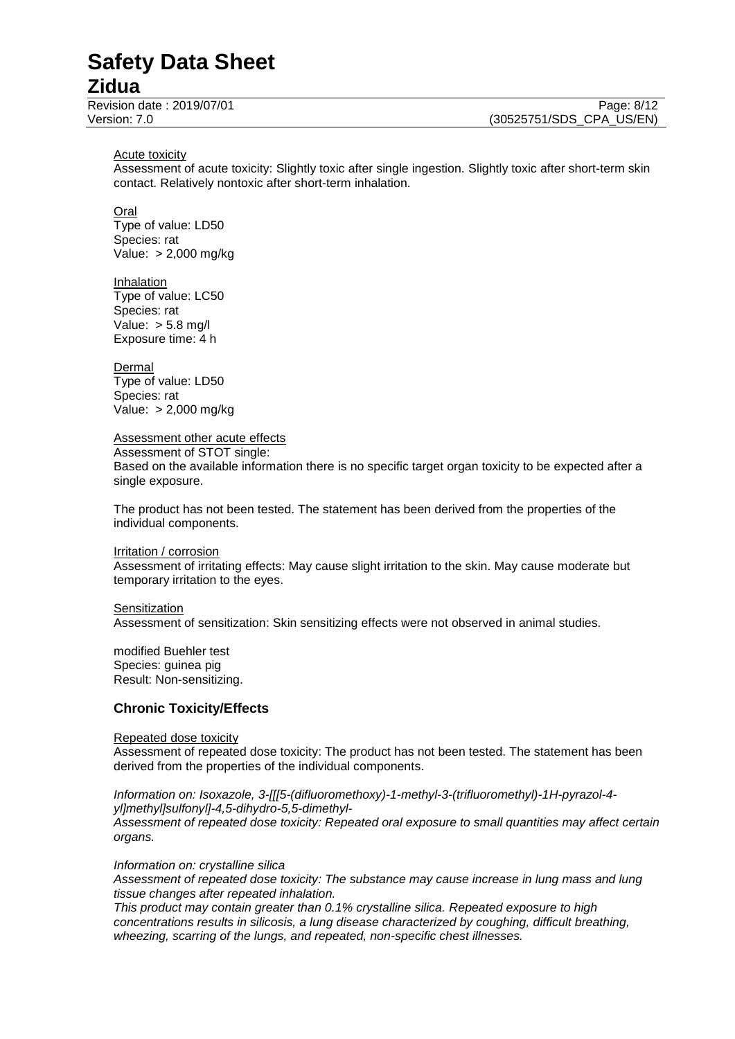Acute toxicity

Assessment of acute toxicity: Slightly toxic after single ingestion. Slightly toxic after short-term skin contact. Relatively nontoxic after short-term inhalation.

Oral

Type of value: LD50
Species: rat
Value: > 2,000 mg/kg

Inhalation

Type of value: LC50
Species: rat
Value: > 5.8 mg/l
Exposure time: 4 h

Dermal

Type of value: LD50
Species: rat
Value: > 2,000 mg/kg

Assessment other acute effects

Assessment of STOT single:
Based on the available information there is no specific target organ toxicity to be expected after a single exposure.

The product has not been tested. The statement has been derived from the properties of the individual components.

Irritation / corrosion

Assessment of irritating effects: May cause slight irritation to the skin. May cause moderate but temporary irritation to the eyes.

Sensitization

Assessment of sensitization: Skin sensitizing effects were not observed in animal studies.

modified Buehler test
Species: guinea pig
Result: Non-sensitizing.

## Chronic Toxicity/Effects

Repeated dose toxicity

Assessment of repeated dose toxicity: The product has not been tested. The statement has been derived from the properties of the individual components.

*Information on: Isoxazole, 3-[[[5-(difluoromethoxy)-1-methyl-3-(trifluoromethyl)-1H-pyrazol-4-yl]methyl]sulfonyl]-4,5-dihydro-5,5-dimethyl-*
*Assessment of repeated dose toxicity: Repeated oral exposure to small quantities may affect certain organs.*

*Information on: crystalline silica*
*Assessment of repeated dose toxicity: The substance may cause increase in lung mass and lung tissue changes after repeated inhalation.*
*This product may contain greater than 0.1% crystalline silica. Repeated exposure to high concentrations results in silicosis, a lung disease characterized by coughing, difficult breathing, wheezing, scarring of the lungs, and repeated, non-specific chest illnesses.*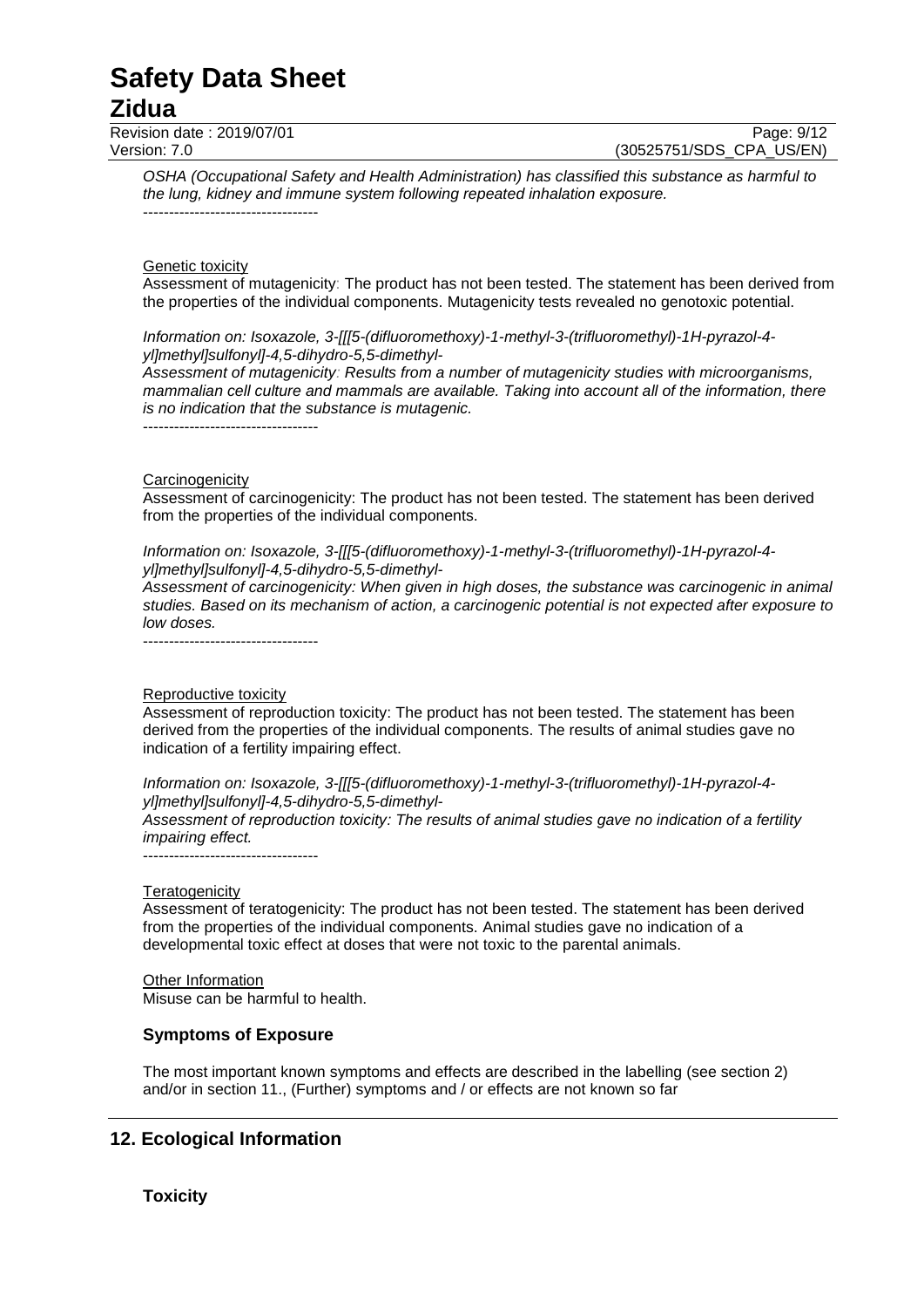*OSHA (Occupational Safety and Health Administration) has classified this substance as harmful to the lung, kidney and immune system following repeated inhalation exposure.*

----------------------------------

Genetic toxicity

Assessment of mutagenicity: The product has not been tested. The statement has been derived from the properties of the individual components. Mutagenicity tests revealed no genotoxic potential.

*Information on: Isoxazole, 3-[[[5-(difluoromethoxy)-1-methyl-3-(trifluoromethyl)-1H-pyrazol-4-yl]methyl]sulfonyl]-4,5-dihydro-5,5-dimethyl-*

*Assessment of mutagenicity: Results from a number of mutagenicity studies with microorganisms, mammalian cell culture and mammals are available. Taking into account all of the information, there is no indication that the substance is mutagenic.*

----------------------------------

Carcinogenicity

Assessment of carcinogenicity: The product has not been tested. The statement has been derived from the properties of the individual components.

*Information on: Isoxazole, 3-[[[5-(difluoromethoxy)-1-methyl-3-(trifluoromethyl)-1H-pyrazol-4-yl]methyl]sulfonyl]-4,5-dihydro-5,5-dimethyl-*

*Assessment of carcinogenicity: When given in high doses, the substance was carcinogenic in animal studies. Based on its mechanism of action, a carcinogenic potential is not expected after exposure to low doses.*

----------------------------------

Reproductive toxicity

Assessment of reproduction toxicity: The product has not been tested. The statement has been derived from the properties of the individual components. The results of animal studies gave no indication of a fertility impairing effect.

*Information on: Isoxazole, 3-[[[5-(difluoromethoxy)-1-methyl-3-(trifluoromethyl)-1H-pyrazol-4-yl]methyl]sulfonyl]-4,5-dihydro-5,5-dimethyl-*

*Assessment of reproduction toxicity: The results of animal studies gave no indication of a fertility impairing effect.*

----------------------------------

Teratogenicity

Assessment of teratogenicity: The product has not been tested. The statement has been derived from the properties of the individual components. Animal studies gave no indication of a developmental toxic effect at doses that were not toxic to the parental animals.

Other Information

Misuse can be harmful to health.

### Symptoms of Exposure

The most important known symptoms and effects are described in the labelling (see section 2) and/or in section 11., (Further) symptoms and / or effects are not known so far

## 12. Ecological Information

### Toxicity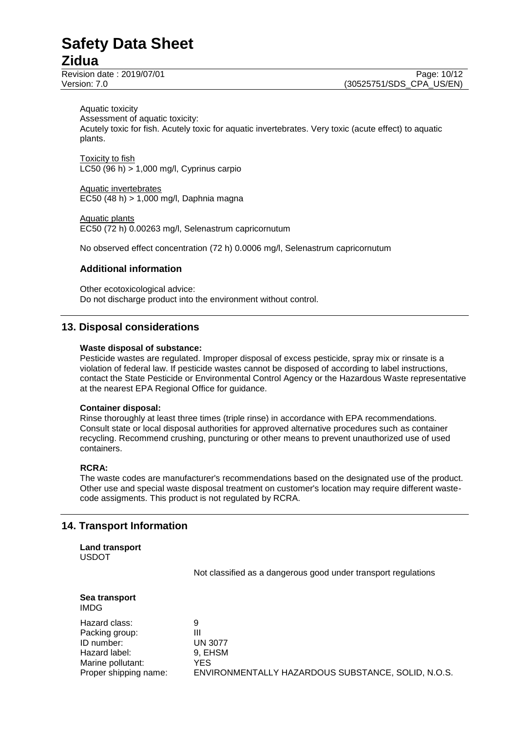Aquatic toxicity

Assessment of aquatic toxicity:
Acutely toxic for fish. Acutely toxic for aquatic invertebrates. Very toxic (acute effect) to aquatic plants.

Toxicity to fish
LC50 (96 h) > 1,000 mg/l, Cyprinus carpio

Aquatic invertebrates
EC50 (48 h) > 1,000 mg/l, Daphnia magna

Aquatic plants
EC50 (72 h) 0.00263 mg/l, Selenastrum capricornutum

No observed effect concentration (72 h) 0.0006 mg/l, Selenastrum capricornutum

### Additional information

Other ecotoxicological advice:
Do not discharge product into the environment without control.

## 13. Disposal considerations

**Waste disposal of substance:**
Pesticide wastes are regulated. Improper disposal of excess pesticide, spray mix or rinsate is a violation of federal law. If pesticide wastes cannot be disposed of according to label instructions, contact the State Pesticide or Environmental Control Agency or the Hazardous Waste representative at the nearest EPA Regional Office for guidance.

**Container disposal:**
Rinse thoroughly at least three times (triple rinse) in accordance with EPA recommendations. Consult state or local disposal authorities for approved alternative procedures such as container recycling. Recommend crushing, puncturing or other means to prevent unauthorized use of used containers.

**RCRA:**
The waste codes are manufacturer's recommendations based on the designated use of the product. Other use and special waste disposal treatment on customer's location may require different waste-code assigments. This product is not regulated by RCRA.

## 14. Transport Information

**Land transport**
USDOT

Not classified as a dangerous good under transport regulations

**Sea transport**
IMDG

| | |
|---|---|
| Hazard class: | 9 |
| Packing group: | III |
| ID number: | UN 3077 |
| Hazard label: | 9, EHSM |
| Marine pollutant: | YES |
| Proper shipping name: | ENVIRONMENTALLY HAZARDOUS SUBSTANCE, SOLID, N.O.S. |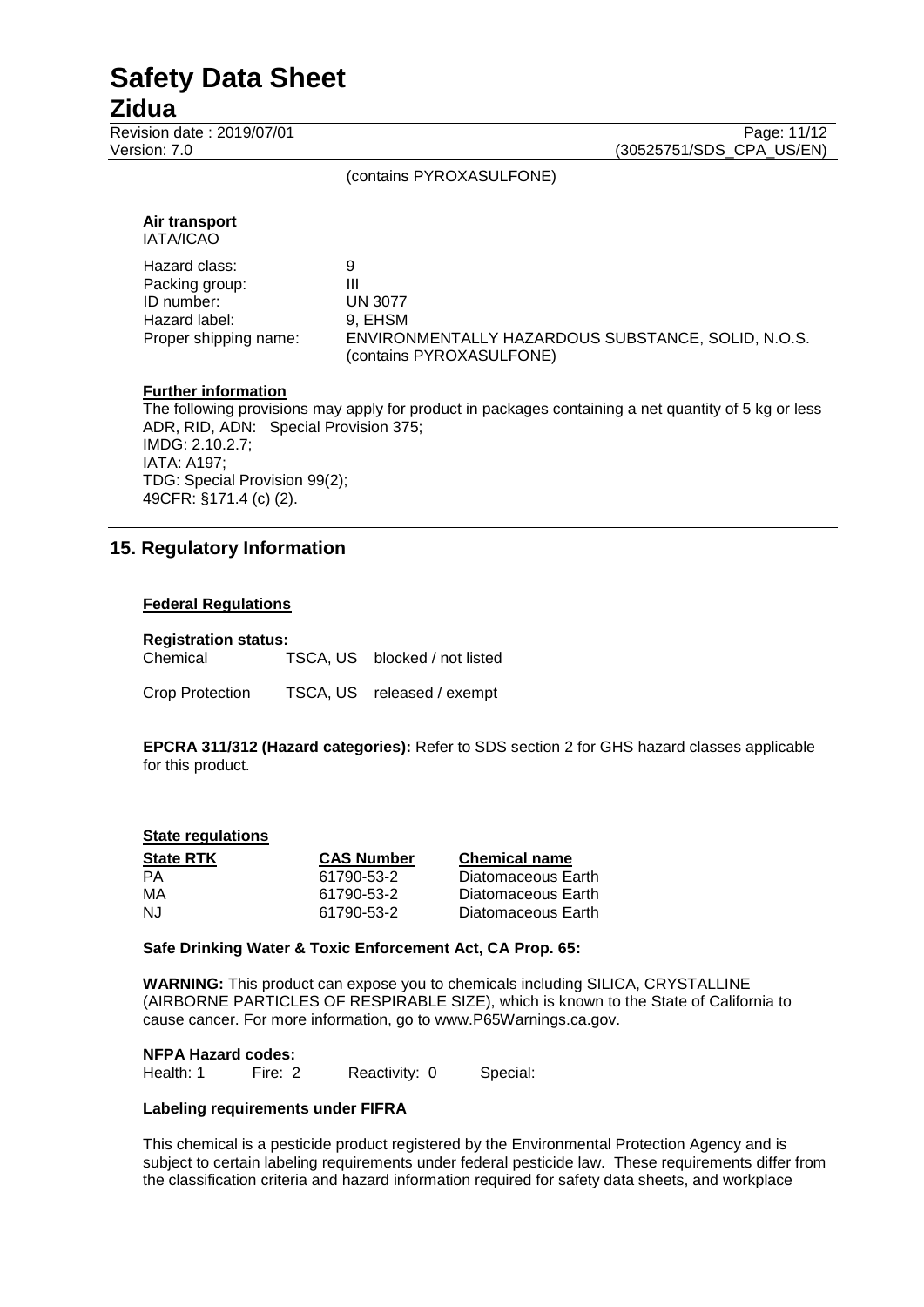(contains PYROXASULFONE)

**Air transport**
IATA/ICAO

| | |
|---|---|
| Hazard class: | 9 |
| Packing group: | III |
| ID number: | UN 3077 |
| Hazard label: | 9, EHSM |
| Proper shipping name: | ENVIRONMENTALLY HAZARDOUS SUBSTANCE, SOLID, N.O.S. (contains PYROXASULFONE) |

**Further information**

The following provisions may apply for product in packages containing a net quantity of 5 kg or less
ADR, RID, ADN: Special Provision 375;
IMDG: 2.10.2.7;
IATA: A197;
TDG: Special Provision 99(2);
49CFR: §171.4 (c) (2).

## 15. Regulatory Information

**Federal Regulations**

**Registration status:**

| | | |
|---|---|---|
| Chemical | TSCA, US | blocked / not listed |
| Crop Protection | TSCA, US | released / exempt |

**EPCRA 311/312 (Hazard categories):** Refer to SDS section 2 for GHS hazard classes applicable for this product.

**State regulations**

| State RTK | CAS Number | Chemical name |
|---|---|---|
| PA | 61790-53-2 | Diatomaceous Earth |
| MA | 61790-53-2 | Diatomaceous Earth |
| NJ | 61790-53-2 | Diatomaceous Earth |

**Safe Drinking Water & Toxic Enforcement Act, CA Prop. 65:**

**WARNING:** This product can expose you to chemicals including SILICA, CRYSTALLINE (AIRBORNE PARTICLES OF RESPIRABLE SIZE), which is known to the State of California to cause cancer. For more information, go to www.P65Warnings.ca.gov.

**NFPA Hazard codes:**
Health: 1 Fire: 2 Reactivity: 0 Special:

**Labeling requirements under FIFRA**

This chemical is a pesticide product registered by the Environmental Protection Agency and is subject to certain labeling requirements under federal pesticide law. These requirements differ from the classification criteria and hazard information required for safety data sheets, and workplace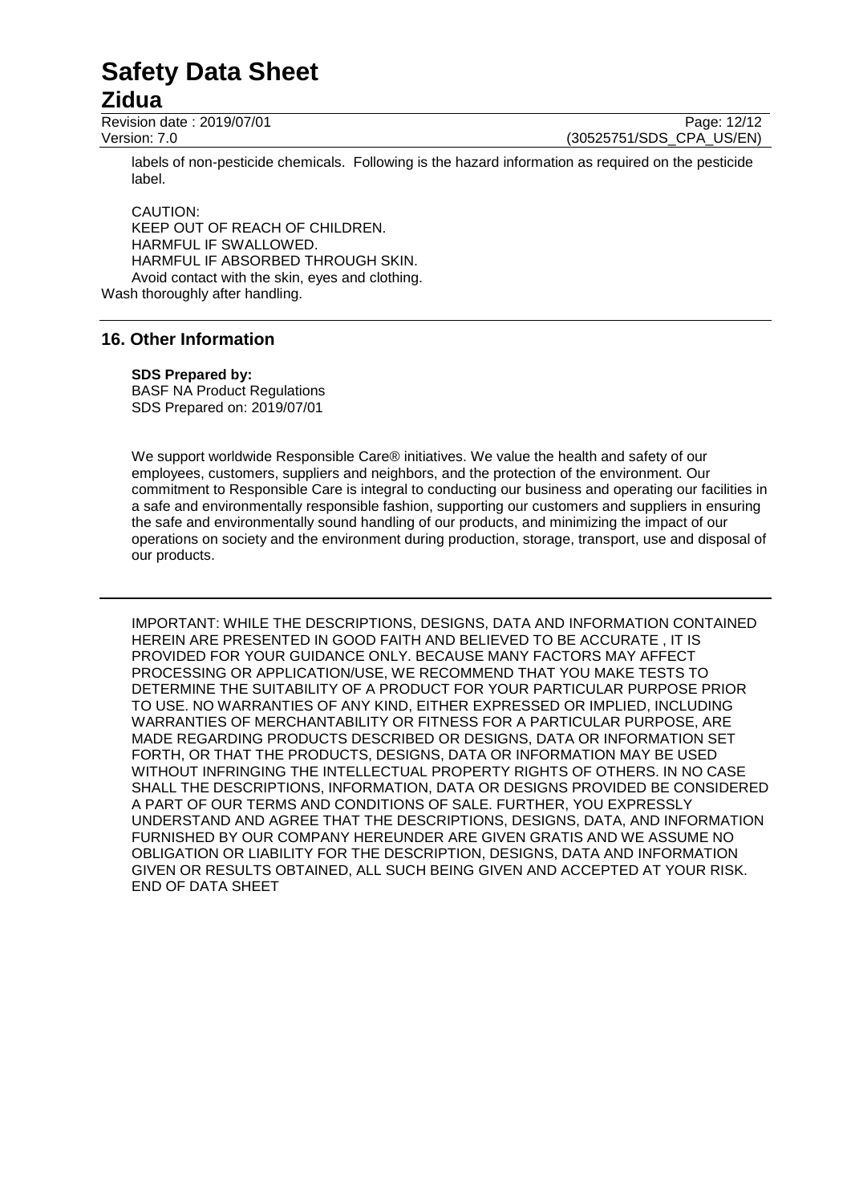labels of non-pesticide chemicals. Following is the hazard information as required on the pesticide label.

CAUTION:
KEEP OUT OF REACH OF CHILDREN.
HARMFUL IF SWALLOWED.
HARMFUL IF ABSORBED THROUGH SKIN.
Avoid contact with the skin, eyes and clothing.
Wash thoroughly after handling.

## 16. Other Information

**SDS Prepared by:**
BASF NA Product Regulations
SDS Prepared on: 2019/07/01

We support worldwide Responsible Care® initiatives. We value the health and safety of our employees, customers, suppliers and neighbors, and the protection of the environment. Our commitment to Responsible Care is integral to conducting our business and operating our facilities in a safe and environmentally responsible fashion, supporting our customers and suppliers in ensuring the safe and environmentally sound handling of our products, and minimizing the impact of our operations on society and the environment during production, storage, transport, use and disposal of our products.

---

IMPORTANT: WHILE THE DESCRIPTIONS, DESIGNS, DATA AND INFORMATION CONTAINED HEREIN ARE PRESENTED IN GOOD FAITH AND BELIEVED TO BE ACCURATE , IT IS PROVIDED FOR YOUR GUIDANCE ONLY. BECAUSE MANY FACTORS MAY AFFECT PROCESSING OR APPLICATION/USE, WE RECOMMEND THAT YOU MAKE TESTS TO DETERMINE THE SUITABILITY OF A PRODUCT FOR YOUR PARTICULAR PURPOSE PRIOR TO USE. NO WARRANTIES OF ANY KIND, EITHER EXPRESSED OR IMPLIED, INCLUDING WARRANTIES OF MERCHANTABILITY OR FITNESS FOR A PARTICULAR PURPOSE, ARE MADE REGARDING PRODUCTS DESCRIBED OR DESIGNS, DATA OR INFORMATION SET FORTH, OR THAT THE PRODUCTS, DESIGNS, DATA OR INFORMATION MAY BE USED WITHOUT INFRINGING THE INTELLECTUAL PROPERTY RIGHTS OF OTHERS. IN NO CASE SHALL THE DESCRIPTIONS, INFORMATION, DATA OR DESIGNS PROVIDED BE CONSIDERED A PART OF OUR TERMS AND CONDITIONS OF SALE. FURTHER, YOU EXPRESSLY UNDERSTAND AND AGREE THAT THE DESCRIPTIONS, DESIGNS, DATA, AND INFORMATION FURNISHED BY OUR COMPANY HEREUNDER ARE GIVEN GRATIS AND WE ASSUME NO OBLIGATION OR LIABILITY FOR THE DESCRIPTION, DESIGNS, DATA AND INFORMATION GIVEN OR RESULTS OBTAINED, ALL SUCH BEING GIVEN AND ACCEPTED AT YOUR RISK.
END OF DATA SHEET